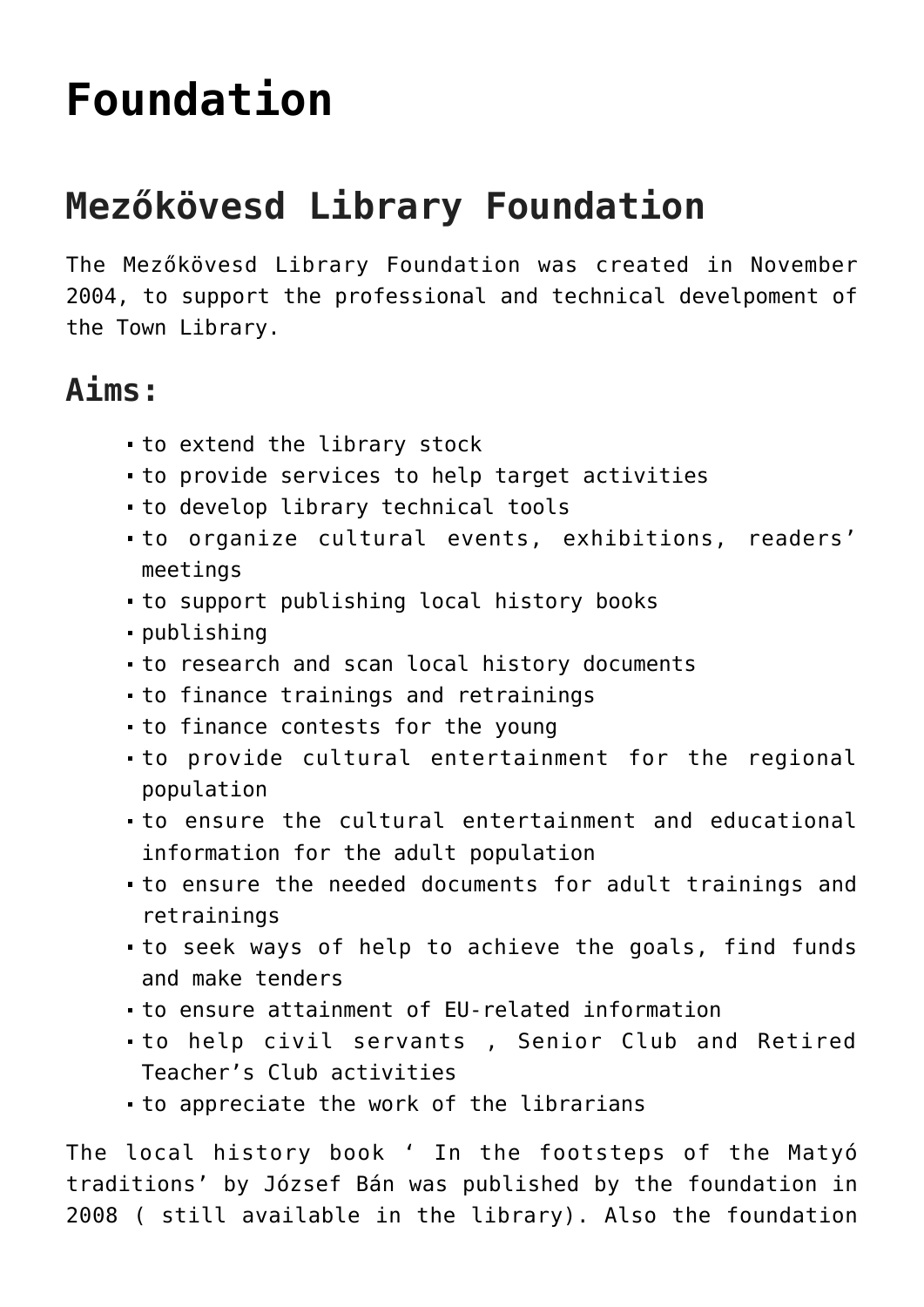# Foundation

## Mezőkövesd Library Foundation

The Mezőkövesd Library Foundation was created in November 2004, to support the professional and technical develpoment of the Town Library.

### Aims:

- to extend the library stock
- to provide services to help target activities
- to develop library technical tools
- to organize cultural events, exhibitions, readers' meetings
- to support publishing local history books
- publishing
- to research and scan local history documents
- to finance trainings and retrainings
- to finance contests for the young
- to provide cultural entertainment for the regional population
- to ensure the cultural entertainment and educational information for the adult population
- to ensure the needed documents for adult trainings and retrainings
- to seek ways of help to achieve the goals, find funds and make tenders
- to ensure attainment of EU-related information
- to help civil servants , Senior Club and Retired Teacher's Club activities
- to appreciate the work of the librarians

The local history book ' In the footsteps of the Matyó traditions' by József Bán was published by the foundation in 2008 ( still available in the library). Also the foundation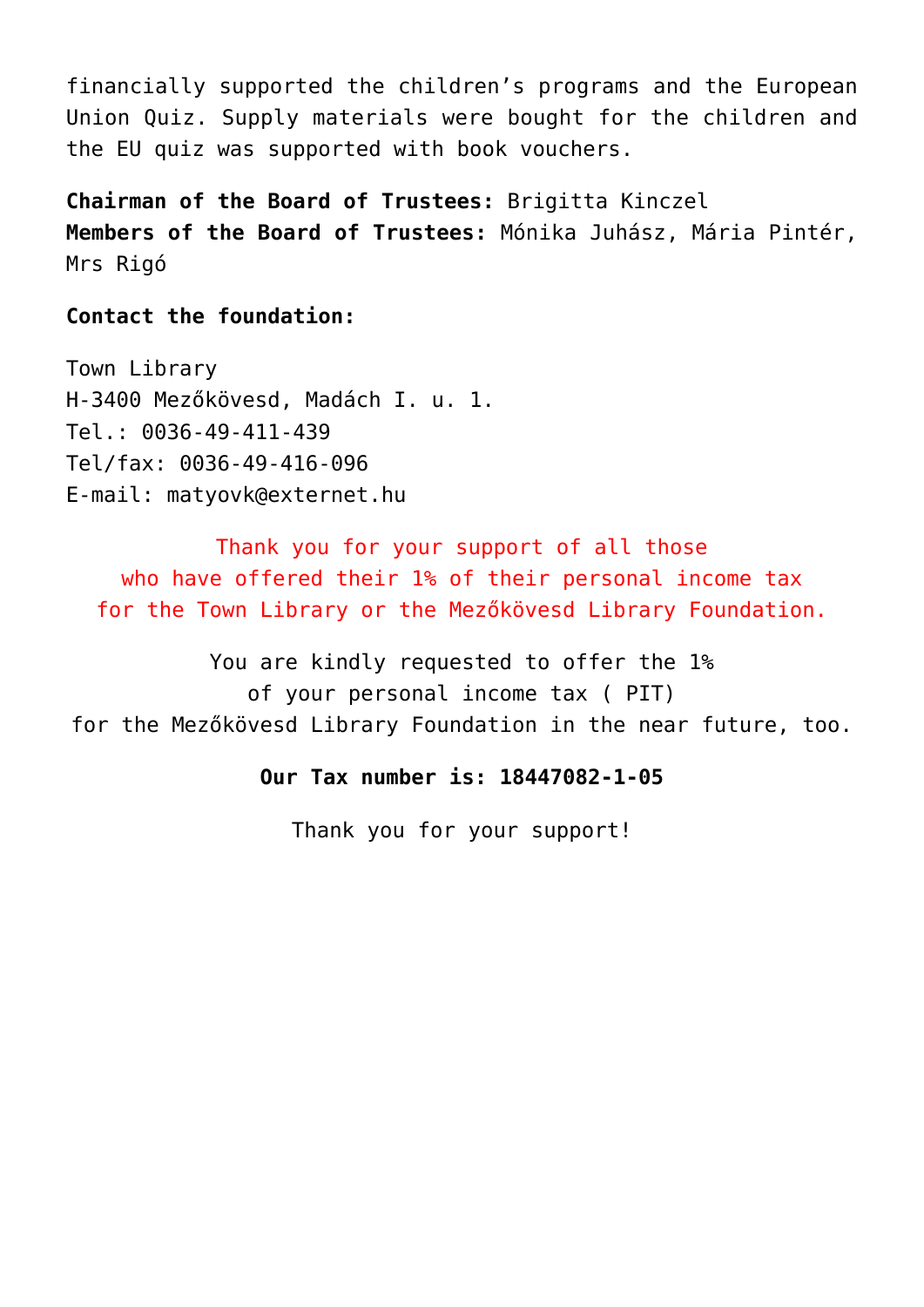financially supported the children's programs and the European Union Quiz. Supply materials were bought for the children and the EU quiz was supported with book vouchers.

**Chairman of the Board of Trustees:** Brigitta Kinczel
**Members of the Board of Trustees:** Mónika Juhász, Mária Pintér, Mrs Rigó

**Contact the foundation:**

Town Library
H-3400 Mezőkövesd, Madách I. u. 1.
Tel.: 0036-49-411-439
Tel/fax: 0036-49-416-096
E-mail: matyovk@externet.hu

Thank you for your support of all those
who have offered their 1% of their personal income tax
for the Town Library or the Mezőkövesd Library Foundation.

You are kindly requested to offer the 1%
of your personal income tax ( PIT)
for the Mezőkövesd Library Foundation in the near future, too.

**Our Tax number is: 18447082-1-05**

Thank you for your support!